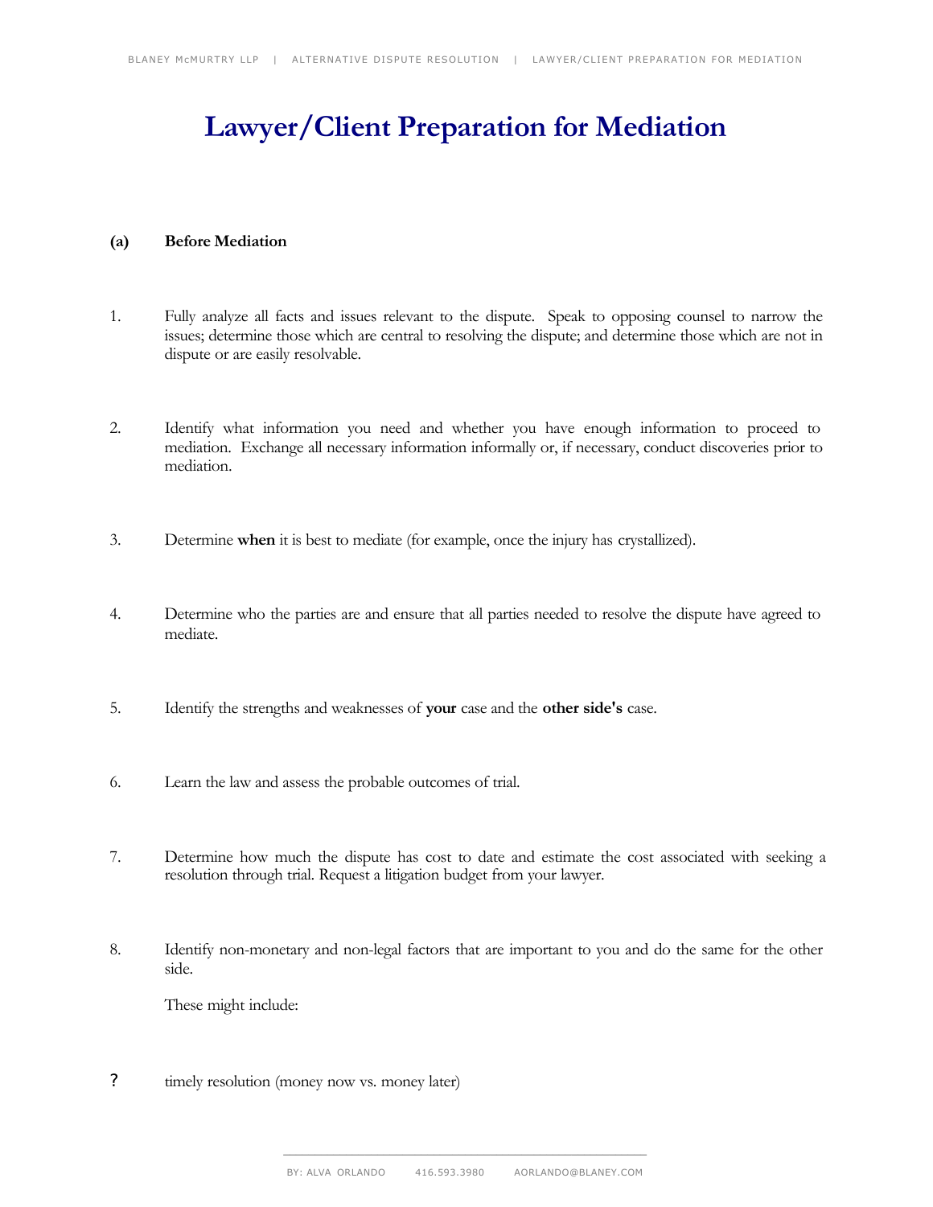# Lawyer/Client Preparation for Mediation

**(a) Before Mediation**

1. Fully analyze all facts and issues relevant to the dispute. Speak to opposing counsel to narrow the issues; determine those which are central to resolving the dispute; and determine those which are not in dispute or are easily resolvable.

2. Identify what information you need and whether you have enough information to proceed to mediation. Exchange all necessary information informally or, if necessary, conduct discoveries prior to mediation.

3. Determine **when** it is best to mediate (for example, once the injury has crystallized).

4. Determine who the parties are and ensure that all parties needed to resolve the dispute have agreed to mediate.

5. Identify the strengths and weaknesses of **your** case and the **other side's** case.

6. Learn the law and assess the probable outcomes of trial.

7. Determine how much the dispute has cost to date and estimate the cost associated with seeking a resolution through trial. Request a litigation budget from your lawyer.

8. Identify non-monetary and non-legal factors that are important to you and do the same for the other side.

   These might include:

? timely resolution (money now vs. money later)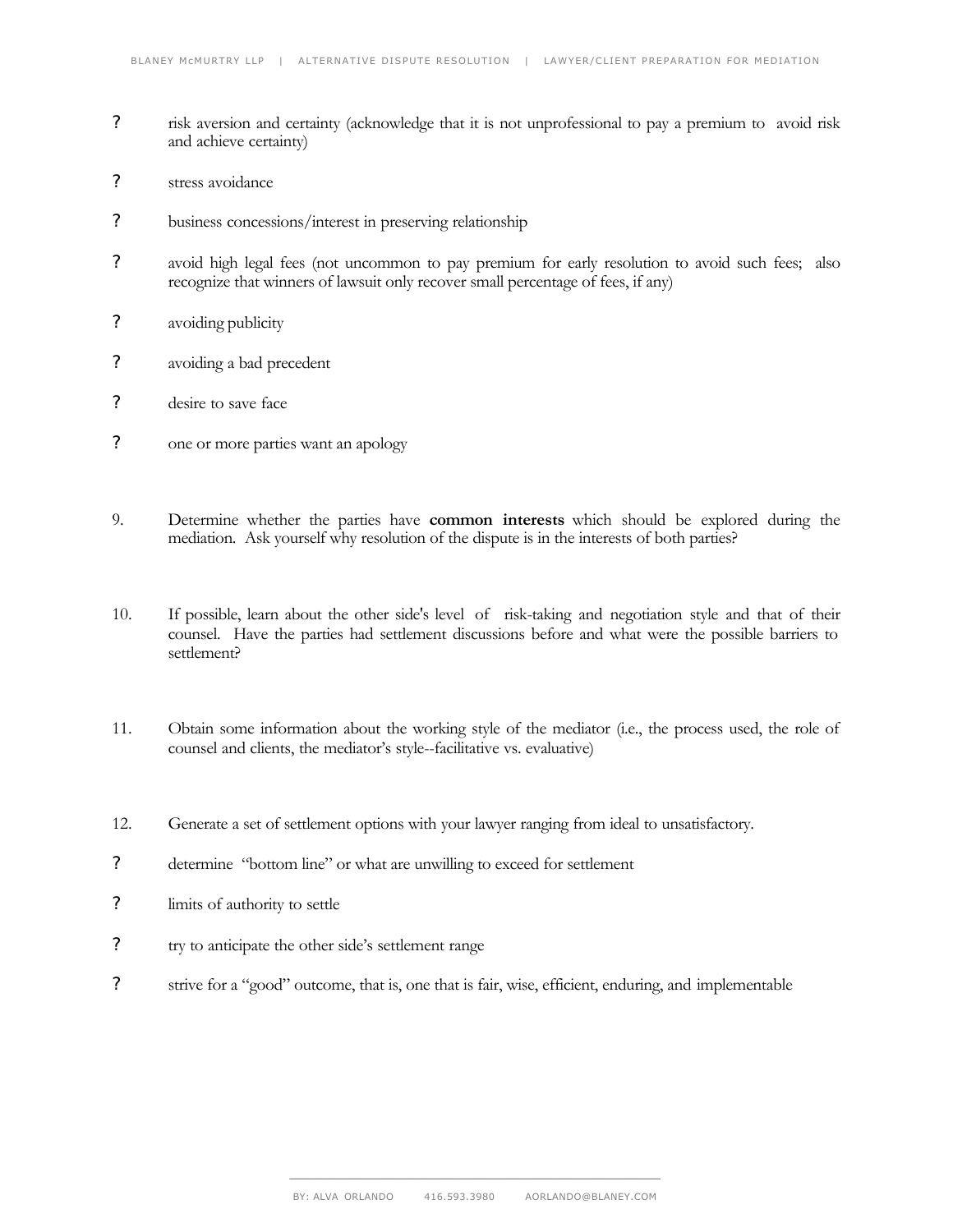- risk aversion and certainty (acknowledge that it is not unprofessional to pay a premium to avoid risk and achieve certainty)
- stress avoidance
- business concessions/interest in preserving relationship
- avoid high legal fees (not uncommon to pay premium for early resolution to avoid such fees; also recognize that winners of lawsuit only recover small percentage of fees, if any)
- avoiding publicity
- avoiding a bad precedent
- desire to save face
- one or more parties want an apology

9. Determine whether the parties have **common interests** which should be explored during the mediation. Ask yourself why resolution of the dispute is in the interests of both parties?

10. If possible, learn about the other side's level of risk-taking and negotiation style and that of their counsel. Have the parties had settlement discussions before and what were the possible barriers to settlement?

11. Obtain some information about the working style of the mediator (i.e., the process used, the role of counsel and clients, the mediator's style--facilitative vs. evaluative)

12. Generate a set of settlement options with your lawyer ranging from ideal to unsatisfactory.

- determine "bottom line" or what are unwilling to exceed for settlement
- limits of authority to settle
- try to anticipate the other side's settlement range
- strive for a "good" outcome, that is, one that is fair, wise, efficient, enduring, and implementable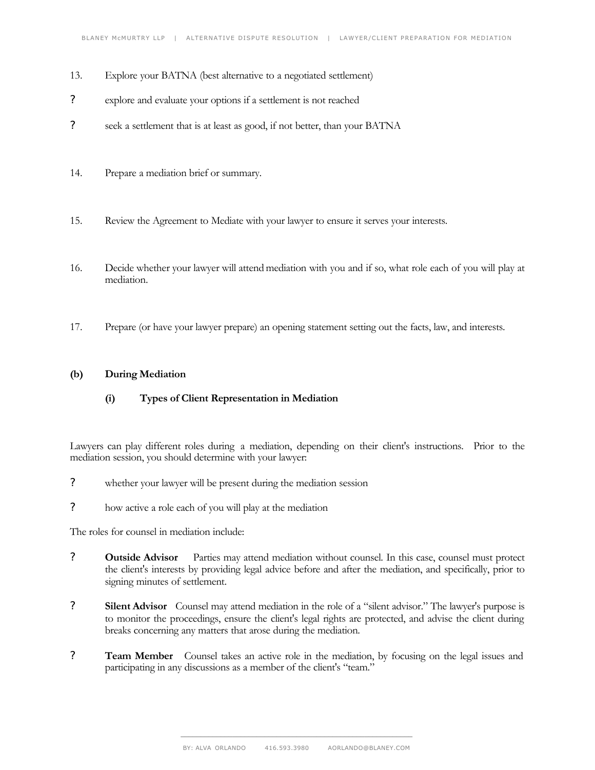13. Explore your BATNA (best alternative to a negotiated settlement)

- explore and evaluate your options if a settlement is not reached
- seek a settlement that is at least as good, if not better, than your BATNA

14. Prepare a mediation brief or summary.

15. Review the Agreement to Mediate with your lawyer to ensure it serves your interests.

16. Decide whether your lawyer will attend mediation with you and if so, what role each of you will play at mediation.

17. Prepare (or have your lawyer prepare) an opening statement setting out the facts, law, and interests.

## (b) During Mediation

### (i) Types of Client Representation in Mediation

Lawyers can play different roles during a mediation, depending on their client's instructions. Prior to the mediation session, you should determine with your lawyer:

- whether your lawyer will be present during the mediation session
- how active a role each of you will play at the mediation

The roles for counsel in mediation include:

- **Outside Advisor** Parties may attend mediation without counsel. In this case, counsel must protect the client's interests by providing legal advice before and after the mediation, and specifically, prior to signing minutes of settlement.
- **Silent Advisor** Counsel may attend mediation in the role of a "silent advisor." The lawyer's purpose is to monitor the proceedings, ensure the client's legal rights are protected, and advise the client during breaks concerning any matters that arose during the mediation.
- **Team Member** Counsel takes an active role in the mediation, by focusing on the legal issues and participating in any discussions as a member of the client's "team."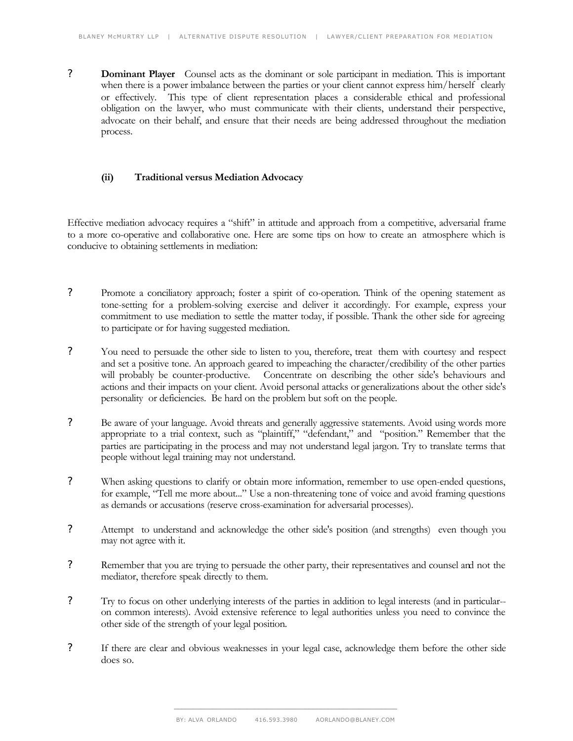- **Dominant Player** Counsel acts as the dominant or sole participant in mediation. This is important when there is a power imbalance between the parties or your client cannot express him/herself clearly or effectively. This type of client representation places a considerable ethical and professional obligation on the lawyer, who must communicate with their clients, understand their perspective, advocate on their behalf, and ensure that their needs are being addressed throughout the mediation process.

### (ii) Traditional versus Mediation Advocacy

Effective mediation advocacy requires a "shift" in attitude and approach from a competitive, adversarial frame to a more co-operative and collaborative one. Here are some tips on how to create an atmosphere which is conducive to obtaining settlements in mediation:

- Promote a conciliatory approach; foster a spirit of co-operation. Think of the opening statement as tone-setting for a problem-solving exercise and deliver it accordingly. For example, express your commitment to use mediation to settle the matter today, if possible. Thank the other side for agreeing to participate or for having suggested mediation.
- You need to persuade the other side to listen to you, therefore, treat them with courtesy and respect and set a positive tone. An approach geared to impeaching the character/credibility of the other parties will probably be counter-productive. Concentrate on describing the other side's behaviours and actions and their impacts on your client. Avoid personal attacks or generalizations about the other side's personality or deficiencies. Be hard on the problem but soft on the people.
- Be aware of your language. Avoid threats and generally aggressive statements. Avoid using words more appropriate to a trial context, such as "plaintiff," "defendant," and "position." Remember that the parties are participating in the process and may not understand legal jargon. Try to translate terms that people without legal training may not understand.
- When asking questions to clarify or obtain more information, remember to use open-ended questions, for example, "Tell me more about..." Use a non-threatening tone of voice and avoid framing questions as demands or accusations (reserve cross-examination for adversarial processes).
- Attempt to understand and acknowledge the other side's position (and strengths) even though you may not agree with it.
- Remember that you are trying to persuade the other party, their representatives and counsel and not the mediator, therefore speak directly to them.
- Try to focus on other underlying interests of the parties in addition to legal interests (and in particular--on common interests). Avoid extensive reference to legal authorities unless you need to convince the other side of the strength of your legal position.
- If there are clear and obvious weaknesses in your legal case, acknowledge them before the other side does so.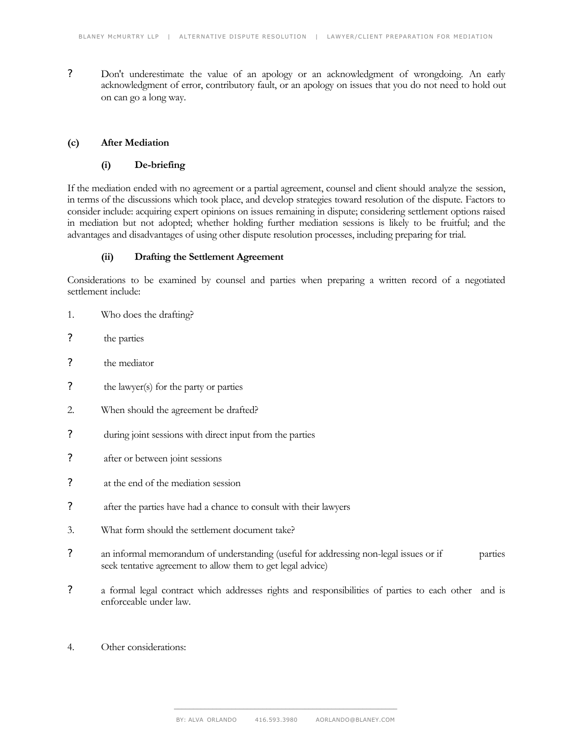? Don't underestimate the value of an apology or an acknowledgment of wrongdoing. An early acknowledgment of error, contributory fault, or an apology on issues that you do not need to hold out on can go a long way.

### (c) After Mediation

#### (i) De-briefing

If the mediation ended with no agreement or a partial agreement, counsel and client should analyze the session, in terms of the discussions which took place, and develop strategies toward resolution of the dispute. Factors to consider include: acquiring expert opinions on issues remaining in dispute; considering settlement options raised in mediation but not adopted; whether holding further mediation sessions is likely to be fruitful; and the advantages and disadvantages of using other dispute resolution processes, including preparing for trial.

#### (ii) Drafting the Settlement Agreement

Considerations to be examined by counsel and parties when preparing a written record of a negotiated settlement include:

1. Who does the drafting?

? the parties

? the mediator

? the lawyer(s) for the party or parties

2. When should the agreement be drafted?

? during joint sessions with direct input from the parties

? after or between joint sessions

? at the end of the mediation session

? after the parties have had a chance to consult with their lawyers

3. What form should the settlement document take?

? an informal memorandum of understanding (useful for addressing non-legal issues or if parties seek tentative agreement to allow them to get legal advice)

? a formal legal contract which addresses rights and responsibilities of parties to each other and is enforceable under law.

4. Other considerations: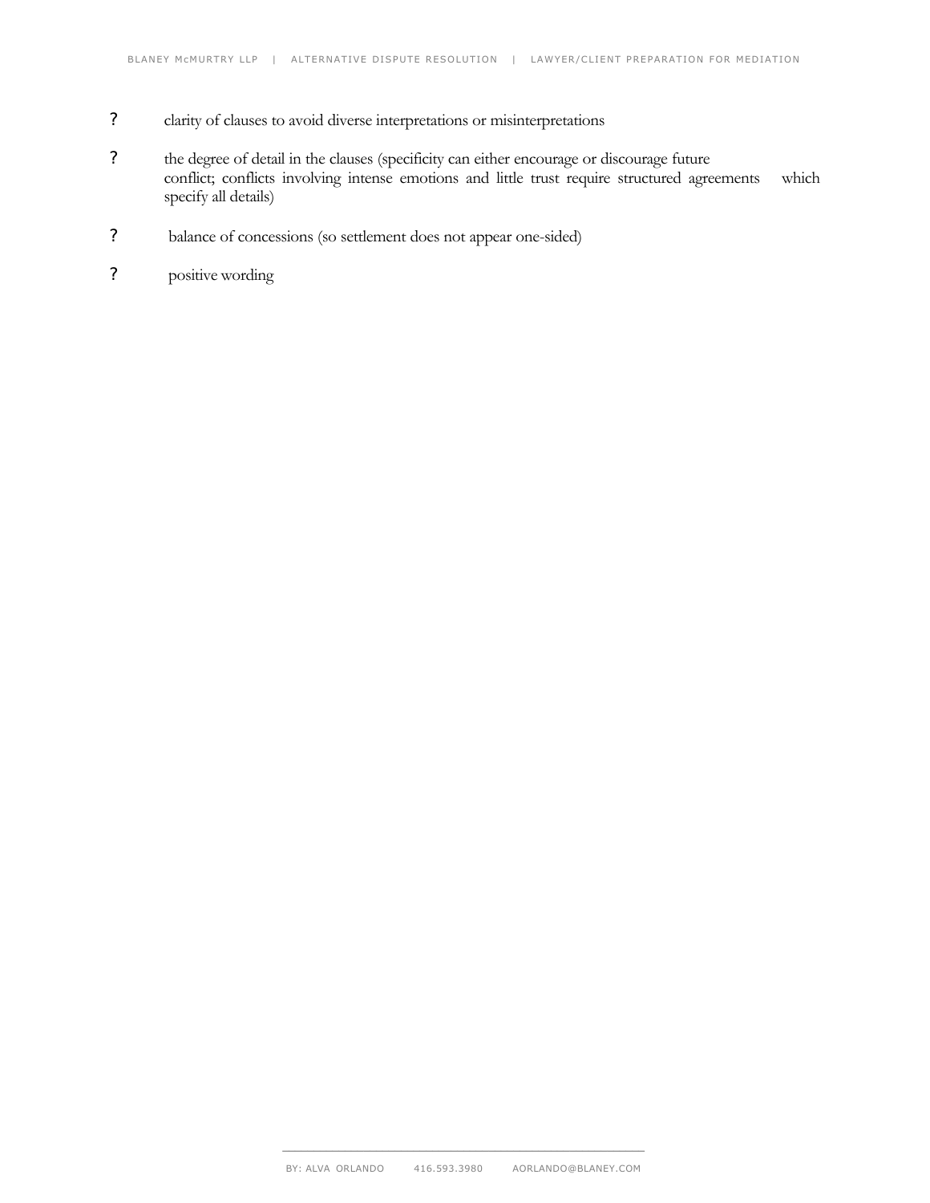- clarity of clauses to avoid diverse interpretations or misinterpretations
- the degree of detail in the clauses (specificity can either encourage or discourage future conflict; conflicts involving intense emotions and little trust require structured agreements which specify all details)
- balance of concessions (so settlement does not appear one-sided)
- positive wording